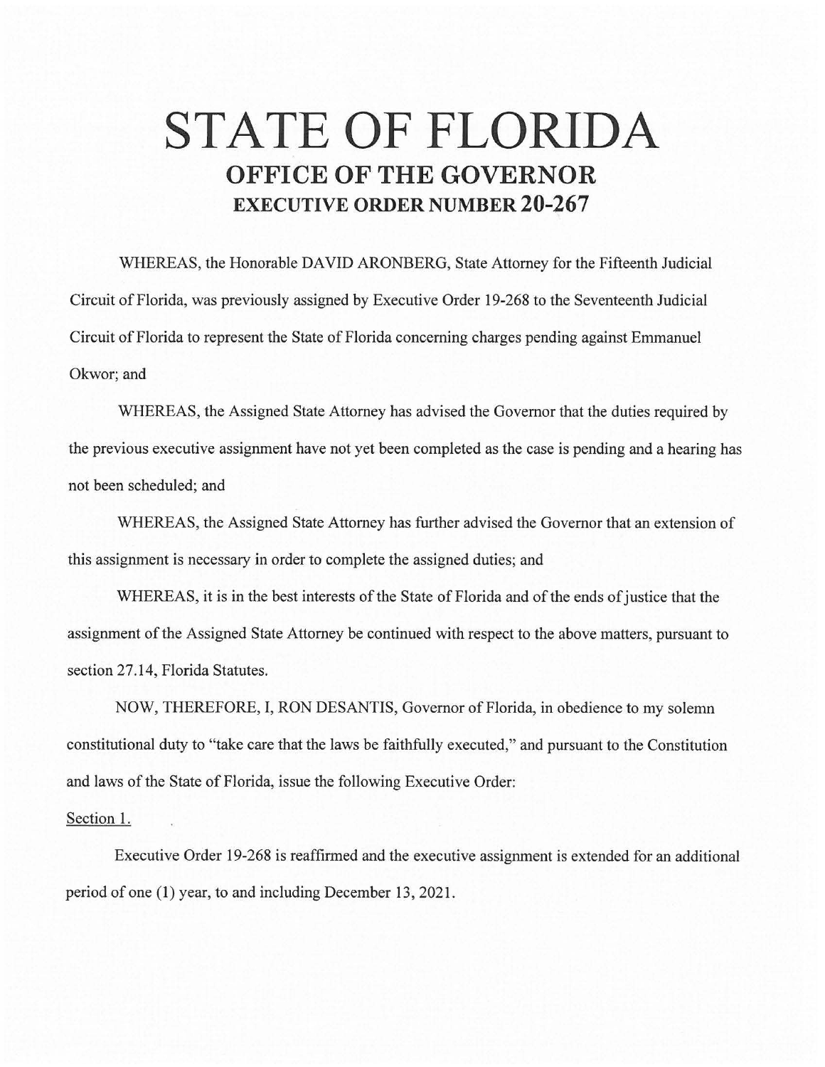# STATE OF FLORIDA

## OFFICE OF THE GOVERNOR

### EXECUTIVE ORDER NUMBER 20-267

WHEREAS, the Honorable DAVID ARONBERG, State Attorney for the Fifteenth Judicial Circuit of Florida, was previously assigned by Executive Order 19-268 to the Seventeenth Judicial Circuit of Florida to represent the State of Florida concerning charges pending against Emmanuel Okwor; and

WHEREAS, the Assigned State Attorney has advised the Governor that the duties required by the previous executive assignment have not yet been completed as the case is pending and a hearing has not been scheduled; and

WHEREAS, the Assigned State Attorney has further advised the Governor that an extension of this assignment is necessary in order to complete the assigned duties; and

WHEREAS, it is in the best interests of the State of Florida and of the ends of justice that the assignment of the Assigned State Attorney be continued with respect to the above matters, pursuant to section 27.14, Florida Statutes.

NOW, THEREFORE, I, RON DESANTIS, Governor of Florida, in obedience to my solemn constitutional duty to "take care that the laws be faithfully executed," and pursuant to the Constitution and laws of the State of Florida, issue the following Executive Order:

Section 1.

Executive Order 19-268 is reaffirmed and the executive assignment is extended for an additional period of one (1) year, to and including December 13, 2021.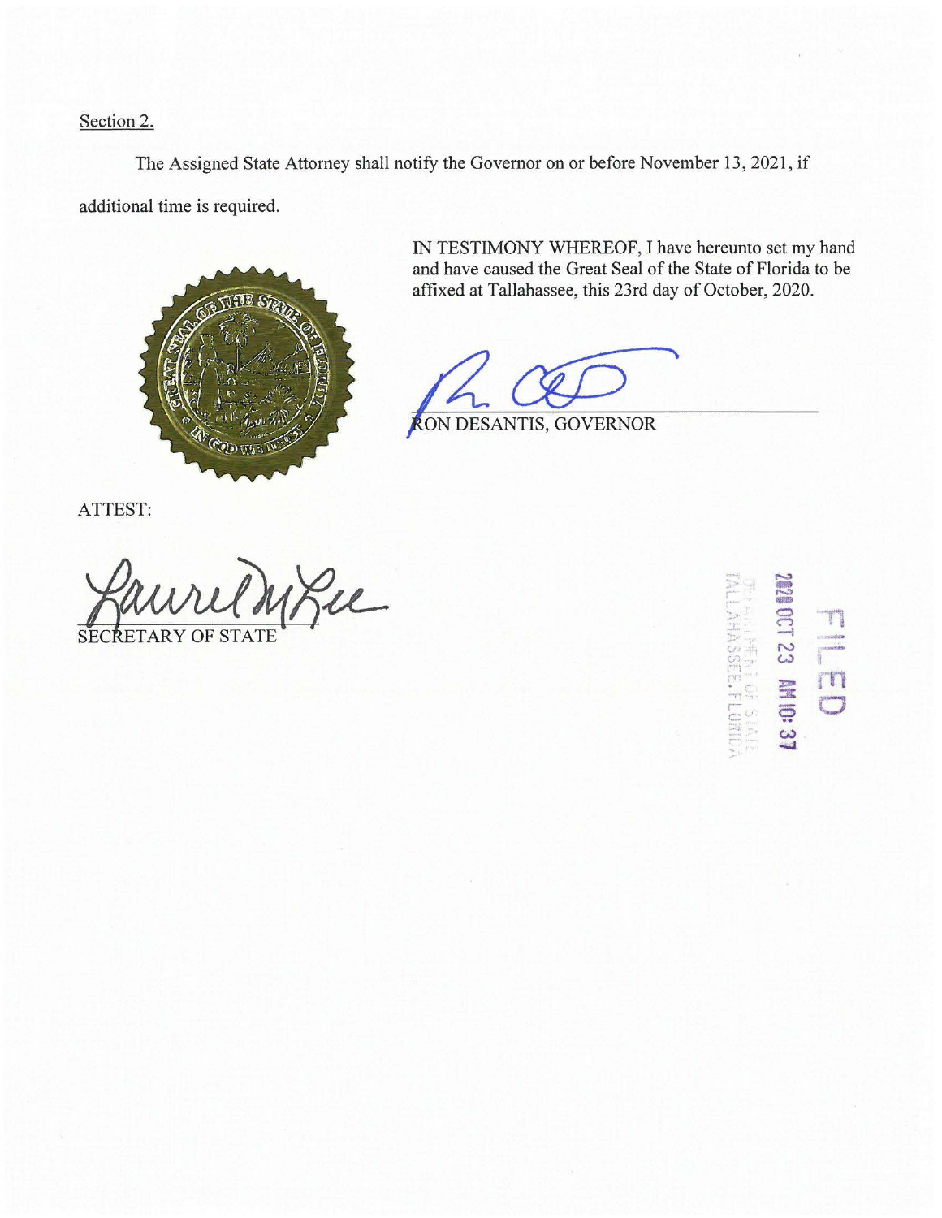Section 2.

The Assigned State Attorney shall notify the Governor on or before November 13, 2021, if additional time is required.

IN TESTIMONY WHEREOF, I have hereunto set my hand and have caused the Great Seal of the State of Florida to be affixed at Tallahassee, this 23rd day of October, 2020.

RON DESANTIS, GOVERNOR

ATTEST:

SECRETARY OF STATE

FILED

2020 OCT 23 AM 10: 37

DEPARTMENT OF STATE
TALLAHASSEE, FLORIDA